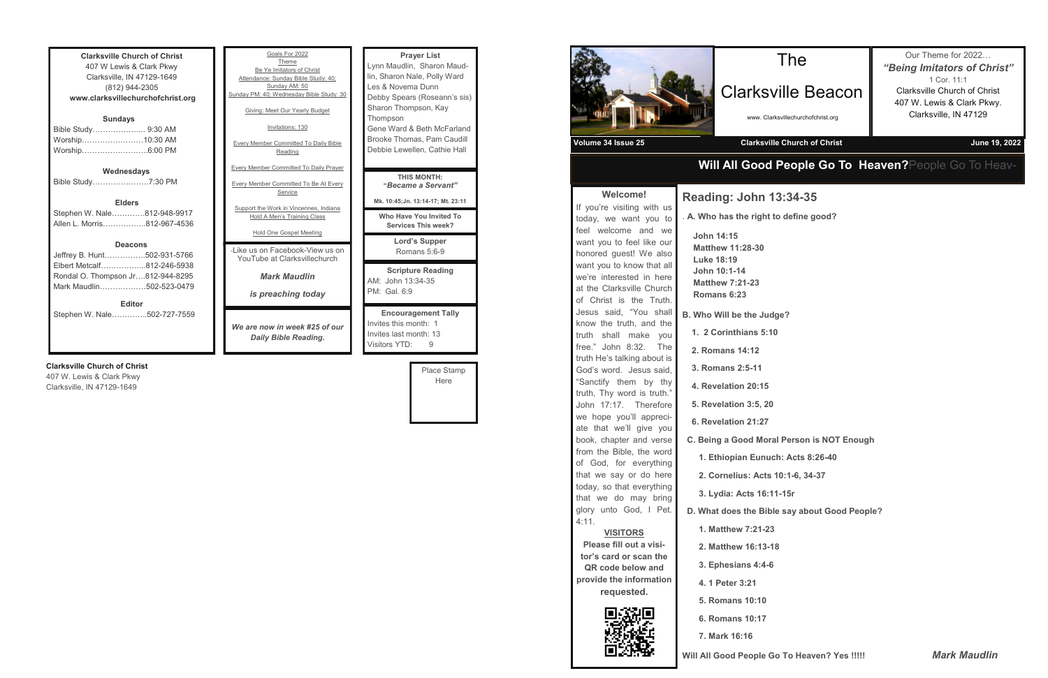**Clarksville Church of Christ**
407 W Lewis & Clark Pkwy
Clarksville, IN 47129-1649
(812) 944-2305
**www.clarksvillechurchofchrist.org**

**Sundays**
Bible Study………………… 9:30 AM
Worship……………………10:30 AM
Worship……………………6:00 PM

**Wednesdays**
Bible Study…………………7:30 PM

**Elders**
Stephen W. Nale…………812-948-9917
Allen L. Morris……………812-967-4536

**Deacons**
Jeffrey B. Hunt……………502-931-5766
Elbert Metcalf………………812-246-5938
Rondal O. Thompson Jr….812-944-8295
Mark Maudlin………………502-523-0479

**Editor**
Stephen W. Nale…………502-727-7559

Goals For 2022
Theme
Be Ye Imitators of Christ
Attendance: Sunday Bible Study: 40; Sunday AM: 50
Sunday PM: 40; Wednesday Bible Study: 30

Giving: Meet Our Yearly Budget

Invitations: 130

Every Member Committed To Daily Bible Reading

Every Member Committed To Daily Prayer

Every Member Committed To Be At Every Service

Support the Work in Vincennes, Indiana
Hold A Men's Training Class

Hold One Gospel Meeting

-Like us on Facebook-View us on YouTube at Clarksvillechurch

***Mark Maudlin***

***is preaching today***

***We are now in week #25 of our Daily Bible Reading.***

**Prayer List**
Lynn Maudlin, Sharon Maudlin, Sharon Nale, Polly Ward
Les & Novema Dunn
Debby Spears (Roseann's sis)
Sharon Thompson, Kay Thompson
Gene Ward & Beth McFarland
Brooke Thomas, Pam Caudill
Debbie Lewellen, Cathie Hall

**THIS MONTH:**
***"Became a Servant"***
**Mk. 10:45;Jn. 13:14-17; Mt. 23:11**

**Who Have You Invited To Services This week?**

**Lord's Supper**
Romans 5:6-9

**Scripture Reading**
AM: John 13:34-35
PM: Gal. 6:9

**Encouragement Tally**
Invites this month: 1
Invites last month: 13
Visitors YTD: 9

**Clarksville Church of Christ**
407 W. Lewis & Clark Pkwy
Clarksville, IN 47129-1649

Place Stamp Here

# The Clarksville Beacon

www. Clarksvillechurchofchrist.org

Our Theme for 2022…
***"Being Imitators of Christ"***
1 Cor. 11:1
Clarksville Church of Christ
407 W. Lewis & Clark Pkwy.
Clarksville, IN 47129

**Volume 34 Issue 25** | **Clarksville Church of Christ** | **June 19, 2022**

## Will All Good People Go To Heaven?

**Welcome!**

If you're visiting with us today, we want you to feel welcome and we want you to feel like our honored guest! We also want you to know that all we're interested in here at the Clarksville Church of Christ is the Truth. Jesus said, "You shall know the truth, and the truth shall make you free." John 8:32. The truth He's talking about is God's word. Jesus said, "Sanctify them by thy truth, Thy word is truth." John 17:17. Therefore we hope you'll appreciate that we'll give you book, chapter and verse from the Bible, the word of God, for everything that we say or do here today, so that everything that we do may bring glory unto God, I Pet. 4:11.

**VISITORS**
**Please fill out a visitor's card or scan the QR code below and provide the information requested.**

### Reading: John 13:34-35

**A. Who has the right to define good?**

**John 14:15**
**Matthew 11:28-30**
**Luke 18:19**
**John 10:1-14**
**Matthew 7:21-23**
**Romans 6:23**

**B. Who Will be the Judge?**

1. **2 Corinthians 5:10**
2. **Romans 14:12**
3. **Romans 2:5-11**
4. **Revelation 20:15**
5. **Revelation 3:5, 20**
6. **Revelation 21:27**

**C. Being a Good Moral Person is NOT Enough**

1. **Ethiopian Eunuch: Acts 8:26-40**
2. **Cornelius: Acts 10:1-6, 34-37**
3. **Lydia: Acts 16:11-15r**

**D. What does the Bible say about Good People?**

1. **Matthew 7:21-23**
2. **Matthew 16:13-18**
3. **Ephesians 4:4-6**
4. **1 Peter 3:21**
5. **Romans 10:10**
6. **Romans 10:17**
7. **Mark 16:16**

**Will All Good People Go To Heaven? Yes !!!!!**

***Mark Maudlin***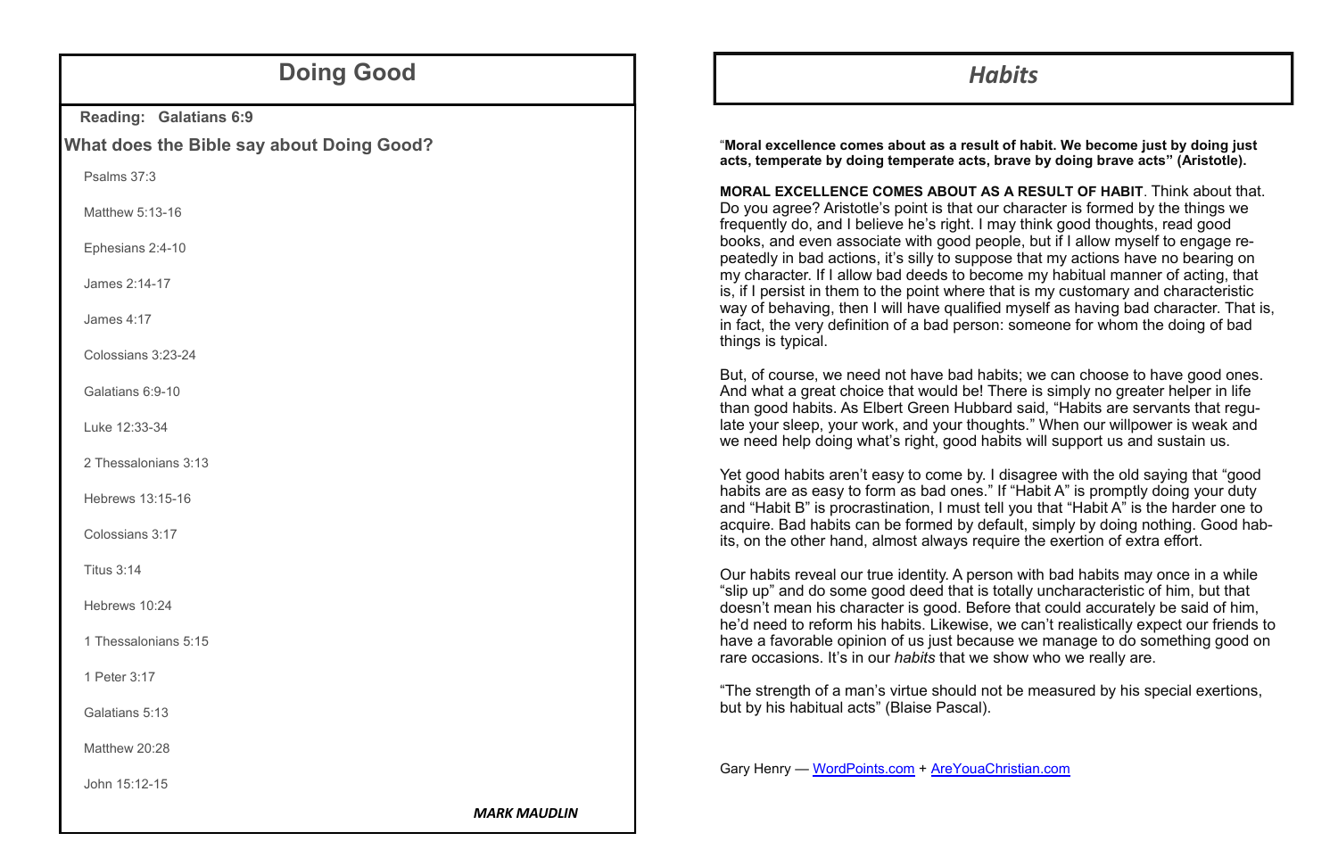# Doing Good

**Reading: Galatians 6:9**

## What does the Bible say about Doing Good?

Psalms 37:3

Matthew 5:13-16

Ephesians 2:4-10

James 2:14-17

James 4:17

Colossians 3:23-24

Galatians 6:9-10

Luke 12:33-34

2 Thessalonians 3:13

Hebrews 13:15-16

Colossians 3:17

Titus 3:14

Hebrews 10:24

1 Thessalonians 5:15

1 Peter 3:17

Galatians 5:13

Matthew 20:28

John 15:12-15

***MARK MAUDLIN***

# *Habits*

"**Moral excellence comes about as a result of habit. We become just by doing just acts, temperate by doing temperate acts, brave by doing brave acts" (Aristotle).**

**MORAL EXCELLENCE COMES ABOUT AS A RESULT OF HABIT**. Think about that. Do you agree? Aristotle's point is that our character is formed by the things we frequently do, and I believe he's right. I may think good thoughts, read good books, and even associate with good people, but if I allow myself to engage repeatedly in bad actions, it's silly to suppose that my actions have no bearing on my character. If I allow bad deeds to become my habitual manner of acting, that is, if I persist in them to the point where that is my customary and characteristic way of behaving, then I will have qualified myself as having bad character. That is, in fact, the very definition of a bad person: someone for whom the doing of bad things is typical.

But, of course, we need not have bad habits; we can choose to have good ones. And what a great choice that would be! There is simply no greater helper in life than good habits. As Elbert Green Hubbard said, "Habits are servants that regulate your sleep, your work, and your thoughts." When our willpower is weak and we need help doing what's right, good habits will support us and sustain us.

Yet good habits aren't easy to come by. I disagree with the old saying that "good habits are as easy to form as bad ones." If "Habit A" is promptly doing your duty and "Habit B" is procrastination, I must tell you that "Habit A" is the harder one to acquire. Bad habits can be formed by default, simply by doing nothing. Good habits, on the other hand, almost always require the exertion of extra effort.

Our habits reveal our true identity. A person with bad habits may once in a while "slip up" and do some good deed that is totally uncharacteristic of him, but that doesn't mean his character is good. Before that could accurately be said of him, he'd need to reform his habits. Likewise, we can't realistically expect our friends to have a favorable opinion of us just because we manage to do something good on rare occasions. It's in our *habits* that we show who we really are.

"The strength of a man's virtue should not be measured by his special exertions, but by his habitual acts" (Blaise Pascal).

Gary Henry — WordPoints.com + AreYouaChristian.com